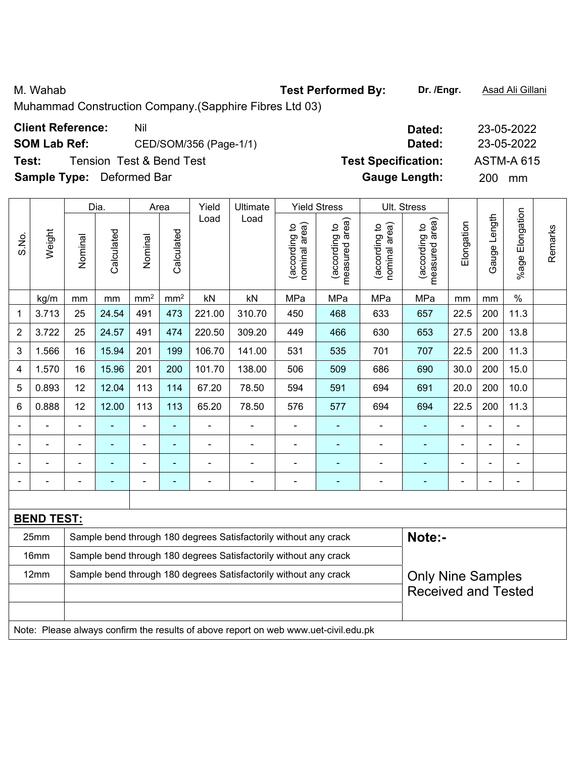M. Wahab **Test Performed By:** **Dr. /Engr.** Asad Ali Gillani

Muhammad Construction Company.(Sapphire Fibres Ltd 03)

**Client Reference:** Nil **Dated:** 23-05-2022

**SOM Lab Ref:** CED/SOM/356 (Page-1/1) **Dated:** 23-05-2022

**Test:** Tension Test & Bend Test **Test Specification:** ASTM-A 615

**Sample Type:** Deformed Bar **Gauge Length:** 200 mm

| S.No. | Weight | Dia. | | Area | | Yield Load | Ultimate Load | Yield Stress | | Ult. Stress | | Elongation | Gauge Length | %age Elongation | Remarks |
|---|---|---|---|---|---|---|---|---|---|---|---|---|---|---|---|
| | | Nominal | Calculated | Nominal | Calculated | | | (according to nominal area) | (according to measured area) | (according to nominal area) | (according to measured area) | | | | |
| | kg/m | mm | mm | $mm^2$ | $mm^2$ | kN | kN | MPa | MPa | MPa | MPa | mm | mm | % | |
| 1 | 3.713 | 25 | 24.54 | 491 | 473 | 221.00 | 310.70 | 450 | 468 | 633 | 657 | 22.5 | 200 | 11.3 | |
| 2 | 3.722 | 25 | 24.57 | 491 | 474 | 220.50 | 309.20 | 449 | 466 | 630 | 653 | 27.5 | 200 | 13.8 | |
| 3 | 1.566 | 16 | 15.94 | 201 | 199 | 106.70 | 141.00 | 531 | 535 | 701 | 707 | 22.5 | 200 | 11.3 | |
| 4 | 1.570 | 16 | 15.96 | 201 | 200 | 101.70 | 138.00 | 506 | 509 | 686 | 690 | 30.0 | 200 | 15.0 | |
| 5 | 0.893 | 12 | 12.04 | 113 | 114 | 67.20 | 78.50 | 594 | 591 | 694 | 691 | 20.0 | 200 | 10.0 | |
| 6 | 0.888 | 12 | 12.00 | 113 | 113 | 65.20 | 78.50 | 576 | 577 | 694 | 694 | 22.5 | 200 | 11.3 | |
| - | - | - | - | - | - | - | - | - | - | - | - | - | - | - | |
| - | - | - | - | - | - | - | - | - | - | - | - | - | - | - | |
| - | - | - | - | - | - | - | - | - | - | - | - | - | - | - | |
| - | - | - | - | - | - | - | - | - | - | - | - | - | - | - | |

**BEND TEST:**

| | | |
|---|---|---|
| 25mm | Sample bend through 180 degrees Satisfactorily without any crack | **Note:-** |
| 16mm | Sample bend through 180 degrees Satisfactorily without any crack | |
| 12mm | Sample bend through 180 degrees Satisfactorily without any crack | Only Nine Samples Received and Tested |

Note: Please always confirm the results of above report on web www.uet-civil.edu.pk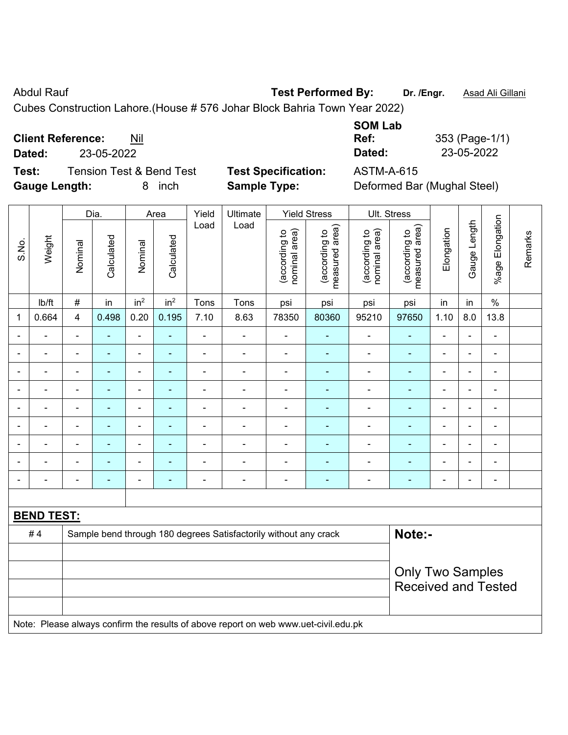Abdul Rauf **Test Performed By:** **Dr. /Engr.** Asad Ali Gillani

Cubes Construction Lahore.(House # 576 Johar Block Bahria Town Year 2022)

**Client Reference:** Nil **SOM Lab Ref:** 353 (Page-1/1)

**Dated:** 23-05-2022 **Dated:** 23-05-2022

**Test:** Tension Test & Bend Test **Test Specification:** ASTM-A-615

**Gauge Length:** 8 inch **Sample Type:** Deformed Bar (Mughal Steel)

| S.No. | Weight | Dia. | | Area | | Yield Load | Ultimate Load | Yield Stress | | Ult. Stress | | Elongation | Gauge Length | %age Elongation | Remarks |
|---|---|---|---|---|---|---|---|---|---|---|---|---|---|---|---|
| | | Nominal | Calculated | Nominal | Calculated | | | (according to nominal area) | (according to measured area) | (according to nominal area) | (according to measured area) | | | | |
| | lb/ft | # | in | in$^2$ | in$^2$ | Tons | Tons | psi | psi | psi | psi | in | in | % | |
| 1 | 0.664 | 4 | 0.498 | 0.20 | 0.195 | 7.10 | 8.63 | 78350 | 80360 | 95210 | 97650 | 1.10 | 8.0 | 13.8 | |
| - | - | - | - | - | - | - | - | - | - | - | - | - | - | - | |
| - | - | - | - | - | - | - | - | - | - | - | - | - | - | - | |
| - | - | - | - | - | - | - | - | - | - | - | - | - | - | - | |
| - | - | - | - | - | - | - | - | - | - | - | - | - | - | - | |
| - | - | - | - | - | - | - | - | - | - | - | - | - | - | - | |
| - | - | - | - | - | - | - | - | - | - | - | - | - | - | - | |
| - | - | - | - | - | - | - | - | - | - | - | - | - | - | - | |
| - | - | - | - | - | - | - | - | - | - | - | - | - | - | - | |
| - | - | - | - | - | - | - | - | - | - | - | - | - | - | - | |

**BEND TEST:**

| | | |
|---|---|---|
| # 4 | Sample bend through 180 degrees Satisfactorily without any crack | **Note:-** Only Two Samples Received and Tested |

Note: Please always confirm the results of above report on web www.uet-civil.edu.pk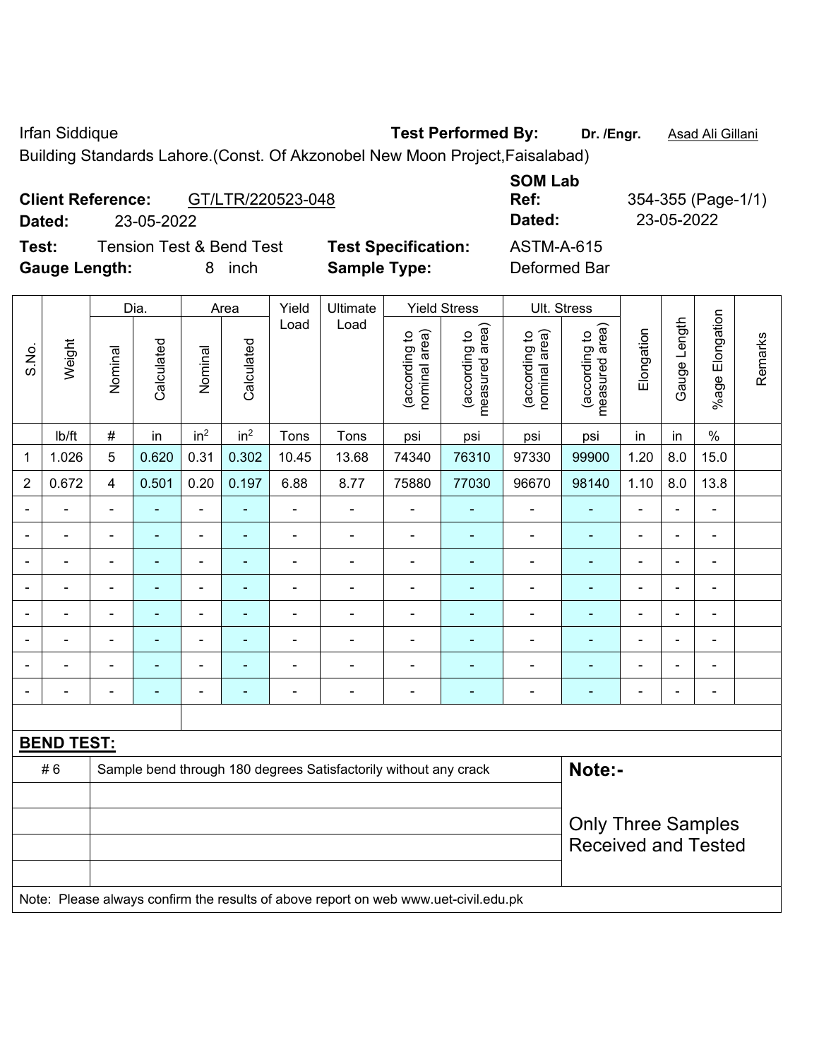Irfan Siddique **Test Performed By:** **Dr. /Engr.** Asad Ali Gillani

Building Standards Lahore.(Const. Of Akzonobel New Moon Project,Faisalabad)

**Client Reference:** GT/LTR/220523-048 **SOM Lab Ref:** 354-355 (Page-1/1)

**Dated:** 23-05-2022 **Dated:** 23-05-2022

**Test:** Tension Test & Bend Test **Test Specification:** ASTM-A-615

**Gauge Length:** 8 inch **Sample Type:** Deformed Bar

| S.No. | Weight | Dia. | | Area | | Yield Load | Ultimate Load | Yield Stress | | Ult. Stress | | Elongation | Gauge Length | %age Elongation | Remarks |
|---|---|---|---|---|---|---|---|---|---|---|---|---|---|---|---|
| | | Nominal | Calculated | Nominal | Calculated | | | (according to nominal area) | (according to measured area) | (according to nominal area) | (according to measured area) | | | | |
| | lb/ft | # | in | in$^2$ | in$^2$ | Tons | Tons | psi | psi | psi | psi | in | in | % | |
| 1 | 1.026 | 5 | 0.620 | 0.31 | 0.302 | 10.45 | 13.68 | 74340 | 76310 | 97330 | 99900 | 1.20 | 8.0 | 15.0 | |
| 2 | 0.672 | 4 | 0.501 | 0.20 | 0.197 | 6.88 | 8.77 | 75880 | 77030 | 96670 | 98140 | 1.10 | 8.0 | 13.8 | |
| - | - | - | - | - | - | - | - | - | - | - | - | - | - | - | |
| - | - | - | - | - | - | - | - | - | - | - | - | - | - | - | |
| - | - | - | - | - | - | - | - | - | - | - | - | - | - | - | |
| - | - | - | - | - | - | - | - | - | - | - | - | - | - | - | |
| - | - | - | - | - | - | - | - | - | - | - | - | - | - | - | |
| - | - | - | - | - | - | - | - | - | - | - | - | - | - | - | |
| - | - | - | - | - | - | - | - | - | - | - | - | - | - | - | |
| - | - | - | - | - | - | - | - | - | - | - | - | - | - | - | |

**BEND TEST:**

| | | |
|---|---|---|
| # 6 | Sample bend through 180 degrees Satisfactorily without any crack | **Note:-** |
| | | Only Three Samples Received and Tested |

Note: Please always confirm the results of above report on web www.uet-civil.edu.pk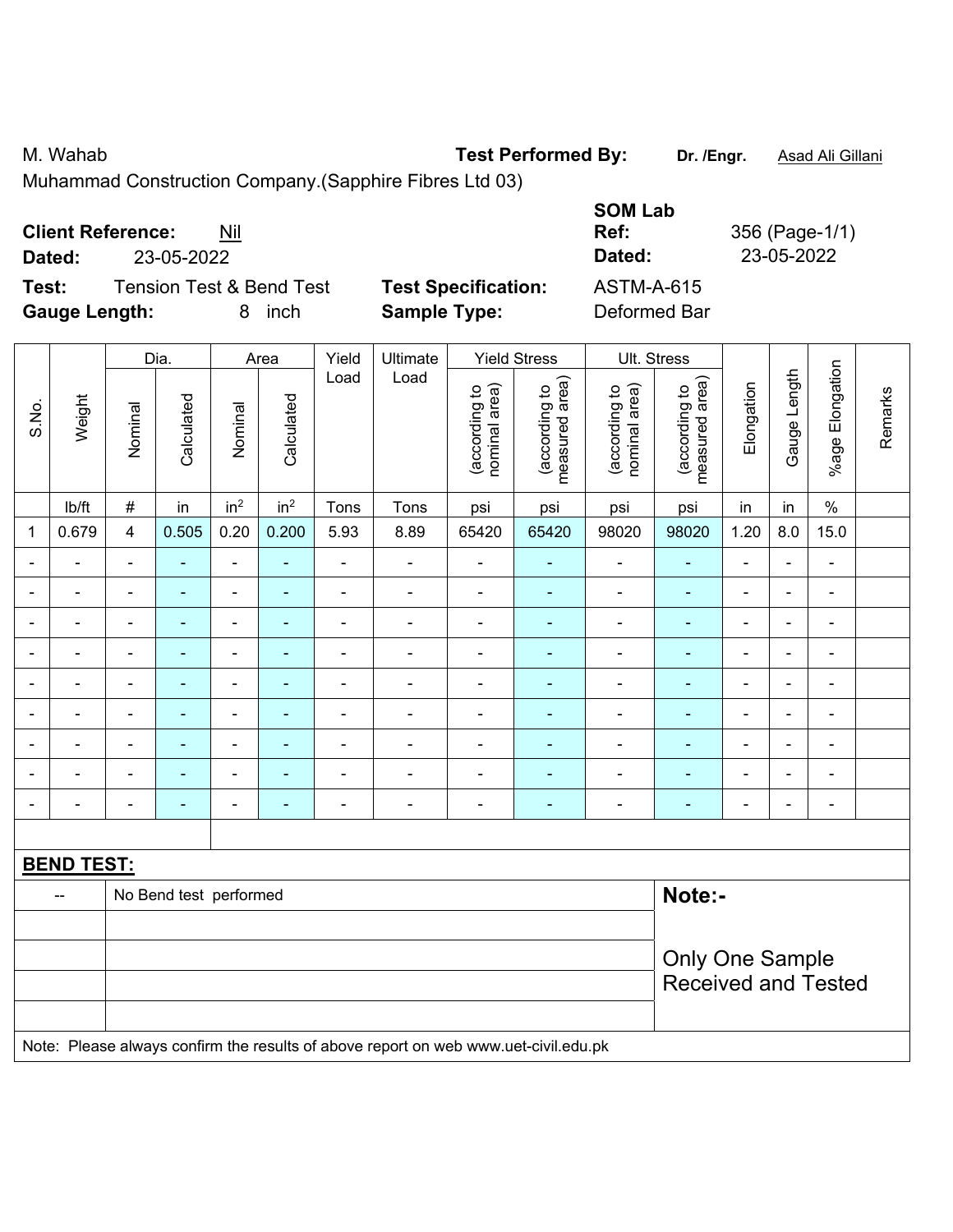M. Wahab **Test Performed By:** **Dr. /Engr.** Asad Ali Gillani

Muhammad Construction Company.(Sapphire Fibres Ltd 03)

**Client Reference:** Nil

**Dated:** 23-05-2022

**SOM Lab Ref:** 356 (Page-1/1)

**Dated:** 23-05-2022

**Test:** Tension Test & Bend Test

**Test Specification:** ASTM-A-615

**Gauge Length:** 8 inch

**Sample Type:** Deformed Bar

| S.No. | Weight | Dia. | | Area | | Yield Load | Ultimate Load | Yield Stress | | Ult. Stress | | Elongation | Gauge Length | %age Elongation | Remarks |
|---|---|---|---|---|---|---|---|---|---|---|---|---|---|---|---|
| | | Nominal | Calculated | Nominal | Calculated | | | (according to nominal area) | (according to measured area) | (according to nominal area) | (according to measured area) | | | | |
| | lb/ft | # | in | in$^2$ | in$^2$ | Tons | Tons | psi | psi | psi | psi | in | in | % | |
| 1 | 0.679 | 4 | 0.505 | 0.20 | 0.200 | 5.93 | 8.89 | 65420 | 65420 | 98020 | 98020 | 1.20 | 8.0 | 15.0 | |
| - | - | - | - | - | - | - | - | - | - | - | - | - | - | - | |
| - | - | - | - | - | - | - | - | - | - | - | - | - | - | - | |
| - | - | - | - | - | - | - | - | - | - | - | - | - | - | - | |
| - | - | - | - | - | - | - | - | - | - | - | - | - | - | - | |
| - | - | - | - | - | - | - | - | - | - | - | - | - | - | - | |
| - | - | - | - | - | - | - | - | - | - | - | - | - | - | - | |
| - | - | - | - | - | - | - | - | - | - | - | - | - | - | - | |
| - | - | - | - | - | - | - | - | - | - | - | - | - | - | - | |
| - | - | - | - | - | - | - | - | - | - | - | - | - | - | - | |

**BEND TEST:**

| -- | No Bend test performed |
|---|---|

**Note:-**

Only One Sample Received and Tested

Note: Please always confirm the results of above report on web www.uet-civil.edu.pk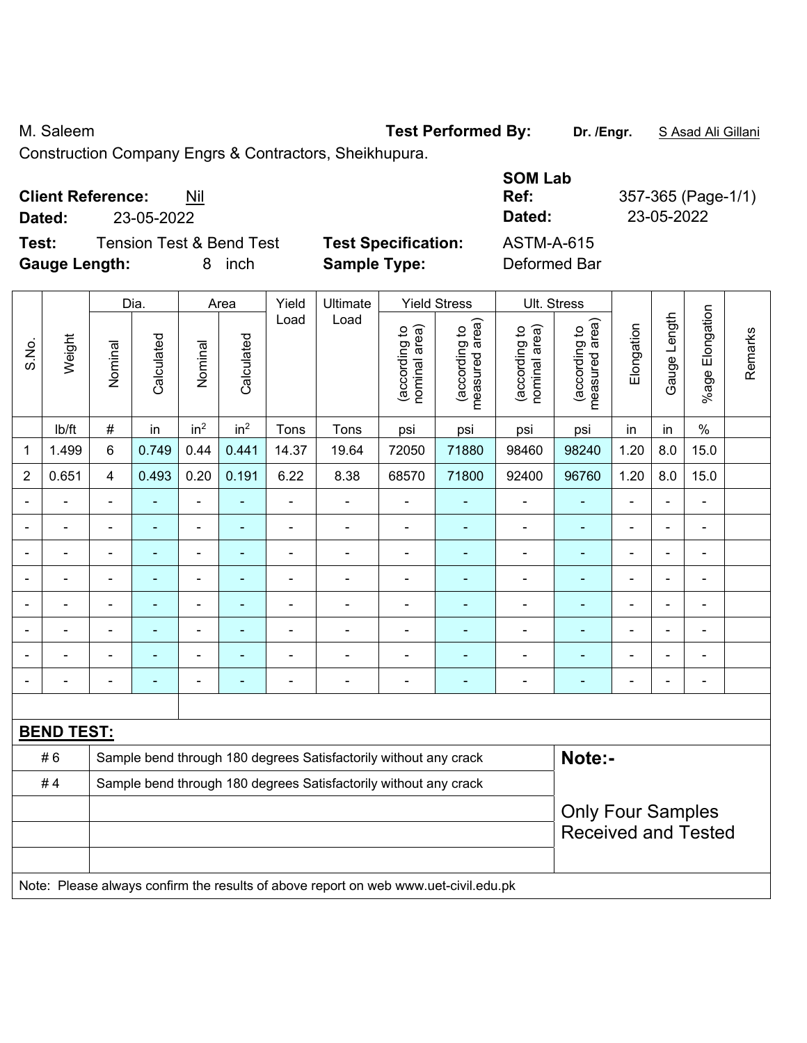M. Saleem

Construction Company Engrs & Contractors, Sheikhupura.

**Test Performed By:** **Dr. /Engr.** S Asad Ali Gillani

**SOM Lab**

**Client Reference:** Nil
**Dated:** 23-05-2022

**Ref:** 357-365 (Page-1/1)
**Dated:** 23-05-2022

**Test:** Tension Test & Bend Test
**Gauge Length:** 8 inch

**Test Specification:** ASTM-A-615
**Sample Type:** Deformed Bar

| S.No. | Weight | Dia. | | Area | | Yield Load | Ultimate Load | Yield Stress | | Ult. Stress | | Elongation | Gauge Length | %age Elongation | Remarks |
|---|---|---|---|---|---|---|---|---|---|---|---|---|---|---|---|
| | | Nominal | Calculated | Nominal | Calculated | | | (according to nominal area) | (according to measured area) | (according to nominal area) | (according to measured area) | | | | |
| | lb/ft | # | in | in$^2$ | in$^2$ | Tons | Tons | psi | psi | psi | psi | in | in | % | |
| 1 | 1.499 | 6 | 0.749 | 0.44 | 0.441 | 14.37 | 19.64 | 72050 | 71880 | 98460 | 98240 | 1.20 | 8.0 | 15.0 | |
| 2 | 0.651 | 4 | 0.493 | 0.20 | 0.191 | 6.22 | 8.38 | 68570 | 71800 | 92400 | 96760 | 1.20 | 8.0 | 15.0 | |
| - | - | - | - | - | - | - | - | - | - | - | - | - | - | - | |
| - | - | - | - | - | - | - | - | - | - | - | - | - | - | - | |
| - | - | - | - | - | - | - | - | - | - | - | - | - | - | - | |
| - | - | - | - | - | - | - | - | - | - | - | - | - | - | - | |
| - | - | - | - | - | - | - | - | - | - | - | - | - | - | - | |
| - | - | - | - | - | - | - | - | - | - | - | - | - | - | - | |
| - | - | - | - | - | - | - | - | - | - | - | - | - | - | - | |
| - | - | - | - | - | - | - | - | - | - | - | - | - | - | - | |

**BEND TEST:**

| | |
|---|---|
| # 6 | Sample bend through 180 degrees Satisfactorily without any crack |
| # 4 | Sample bend through 180 degrees Satisfactorily without any crack |

**Note:-**

Only Four Samples Received and Tested

Note: Please always confirm the results of above report on web www.uet-civil.edu.pk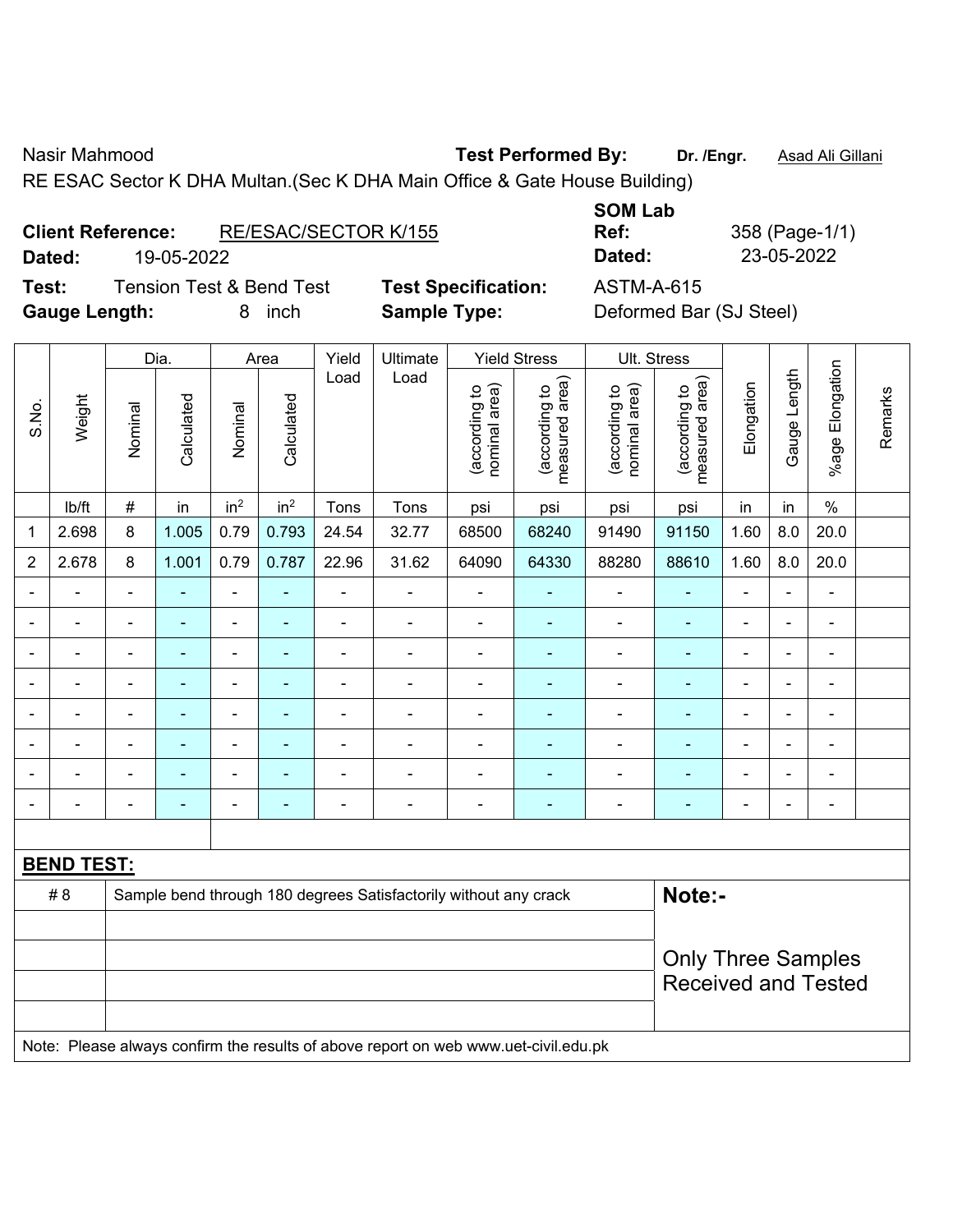Nasir Mahmood **Test Performed By:** **Dr. /Engr.** Asad Ali Gillani

RE ESAC Sector K DHA Multan.(Sec K DHA Main Office & Gate House Building)

**Client Reference:** RE/ESAC/SECTOR K/155 **SOM Lab Ref:** 358 (Page-1/1)

**Dated:** 19-05-2022 **Dated:** 23-05-2022

**Test:** Tension Test & Bend Test **Test Specification:** ASTM-A-615

**Gauge Length:** 8 inch **Sample Type:** Deformed Bar (SJ Steel)

| S.No. | Weight | Dia. | | Area | | Yield Load | Ultimate Load | Yield Stress | | Ult. Stress | | Elongation | Gauge Length | %age Elongation | Remarks |
|---|---|---|---|---|---|---|---|---|---|---|---|---|---|---|---|
| | | Nominal | Calculated | Nominal | Calculated | | | (according to nominal area) | (according to measured area) | (according to nominal area) | (according to measured area) | | | | |
| | lb/ft | # | in | in$^2$ | in$^2$ | Tons | Tons | psi | psi | psi | psi | in | in | % | |
| 1 | 2.698 | 8 | 1.005 | 0.79 | 0.793 | 24.54 | 32.77 | 68500 | 68240 | 91490 | 91150 | 1.60 | 8.0 | 20.0 | |
| 2 | 2.678 | 8 | 1.001 | 0.79 | 0.787 | 22.96 | 31.62 | 64090 | 64330 | 88280 | 88610 | 1.60 | 8.0 | 20.0 | |
| - | - | - | - | - | - | - | - | - | - | - | - | - | - | - | |
| - | - | - | - | - | - | - | - | - | - | - | - | - | - | - | |
| - | - | - | - | - | - | - | - | - | - | - | - | - | - | - | |
| - | - | - | - | - | - | - | - | - | - | - | - | - | - | - | |
| - | - | - | - | - | - | - | - | - | - | - | - | - | - | - | |
| - | - | - | - | - | - | - | - | - | - | - | - | - | - | - | |
| - | - | - | - | - | - | - | - | - | - | - | - | - | - | - | |
| - | - | - | - | - | - | - | - | - | - | - | - | - | - | - | |

**BEND TEST:**

| # 8 | Sample bend through 180 degrees Satisfactorily without any crack | **Note:-** |
|---|---|---|
| | | Only Three Samples Received and Tested |

Note: Please always confirm the results of above report on web www.uet-civil.edu.pk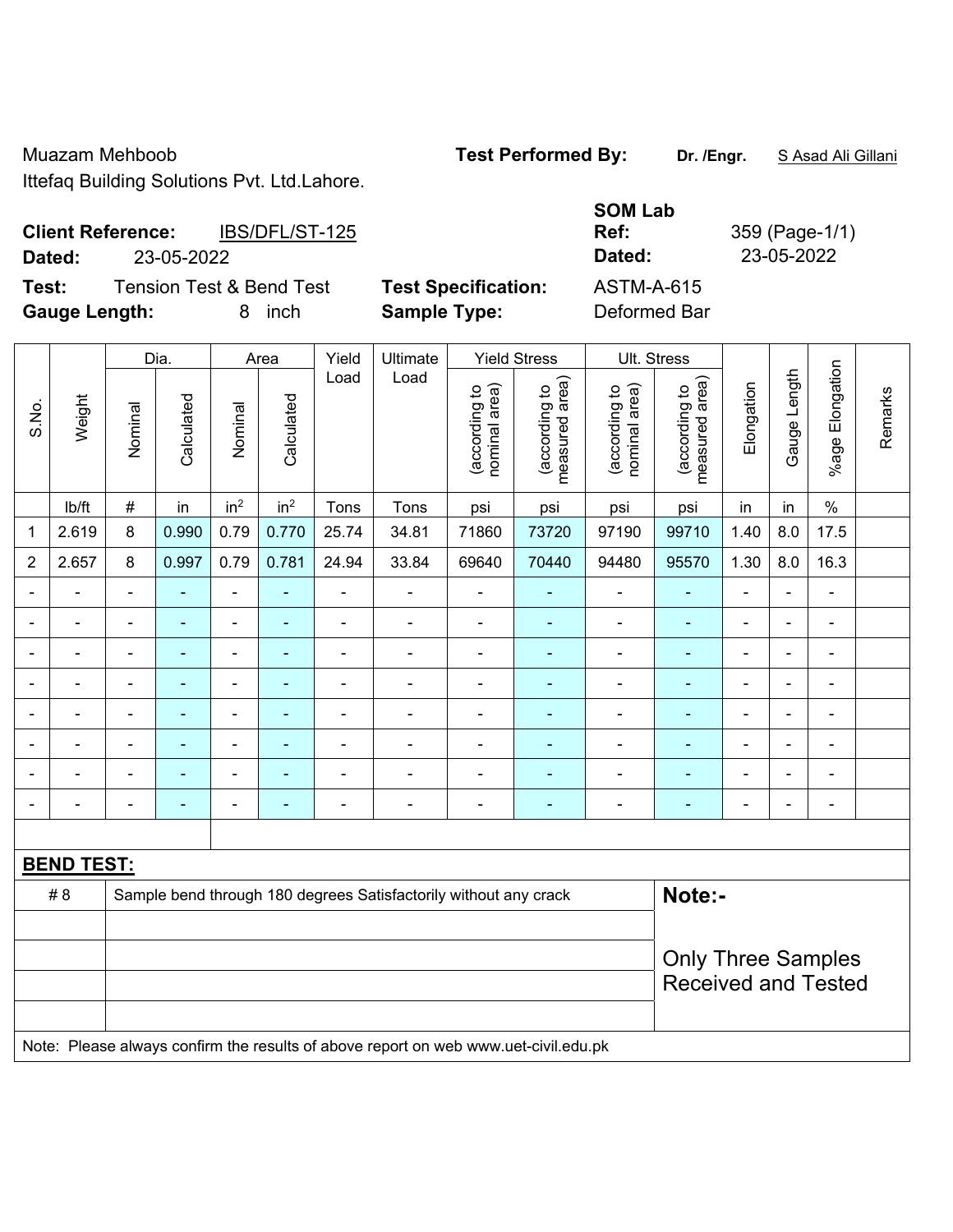Muazam Mehboob
Ittefaq Building Solutions Pvt. Ltd.Lahore.

**Test Performed By:** **Dr. /Engr.** S Asad Ali Gillani

**SOM Lab**

**Client Reference:** IBS/DFL/ST-125
**Dated:** 23-05-2022

**Ref:** 359 (Page-1/1)
**Dated:** 23-05-2022

**Test:** Tension Test & Bend Test
**Gauge Length:** 8 inch

**Test Specification:** ASTM-A-615
**Sample Type:** Deformed Bar

| S.No. | Weight | Dia. | | Area | | Yield Load | Ultimate Load | Yield Stress | | Ult. Stress | | Elongation | Gauge Length | %age Elongation | Remarks |
|---|---|---|---|---|---|---|---|---|---|---|---|---|---|---|---|
| | | Nominal | Calculated | Nominal | Calculated | | | (according to nominal area) | (according to measured area) | (according to nominal area) | (according to measured area) | | | | |
| | lb/ft | # | in | $in^2$ | $in^2$ | Tons | Tons | psi | psi | psi | psi | in | in | % | |
| 1 | 2.619 | 8 | 0.990 | 0.79 | 0.770 | 25.74 | 34.81 | 71860 | 73720 | 97190 | 99710 | 1.40 | 8.0 | 17.5 | |
| 2 | 2.657 | 8 | 0.997 | 0.79 | 0.781 | 24.94 | 33.84 | 69640 | 70440 | 94480 | 95570 | 1.30 | 8.0 | 16.3 | |
| - | - | - | - | - | - | - | - | - | - | - | - | - | - | - | |
| - | - | - | - | - | - | - | - | - | - | - | - | - | - | - | |
| - | - | - | - | - | - | - | - | - | - | - | - | - | - | - | |
| - | - | - | - | - | - | - | - | - | - | - | - | - | - | - | |
| - | - | - | - | - | - | - | - | - | - | - | - | - | - | - | |
| - | - | - | - | - | - | - | - | - | - | - | - | - | - | - | |
| - | - | - | - | - | - | - | - | - | - | - | - | - | - | - | |
| - | - | - | - | - | - | - | - | - | - | - | - | - | - | - | |

**BEND TEST:**

| | | |
|---|---|---|
| # 8 | Sample bend through 180 degrees Satisfactorily without any crack | **Note:-** |
| | | Only Three Samples Received and Tested |

Note: Please always confirm the results of above report on web www.uet-civil.edu.pk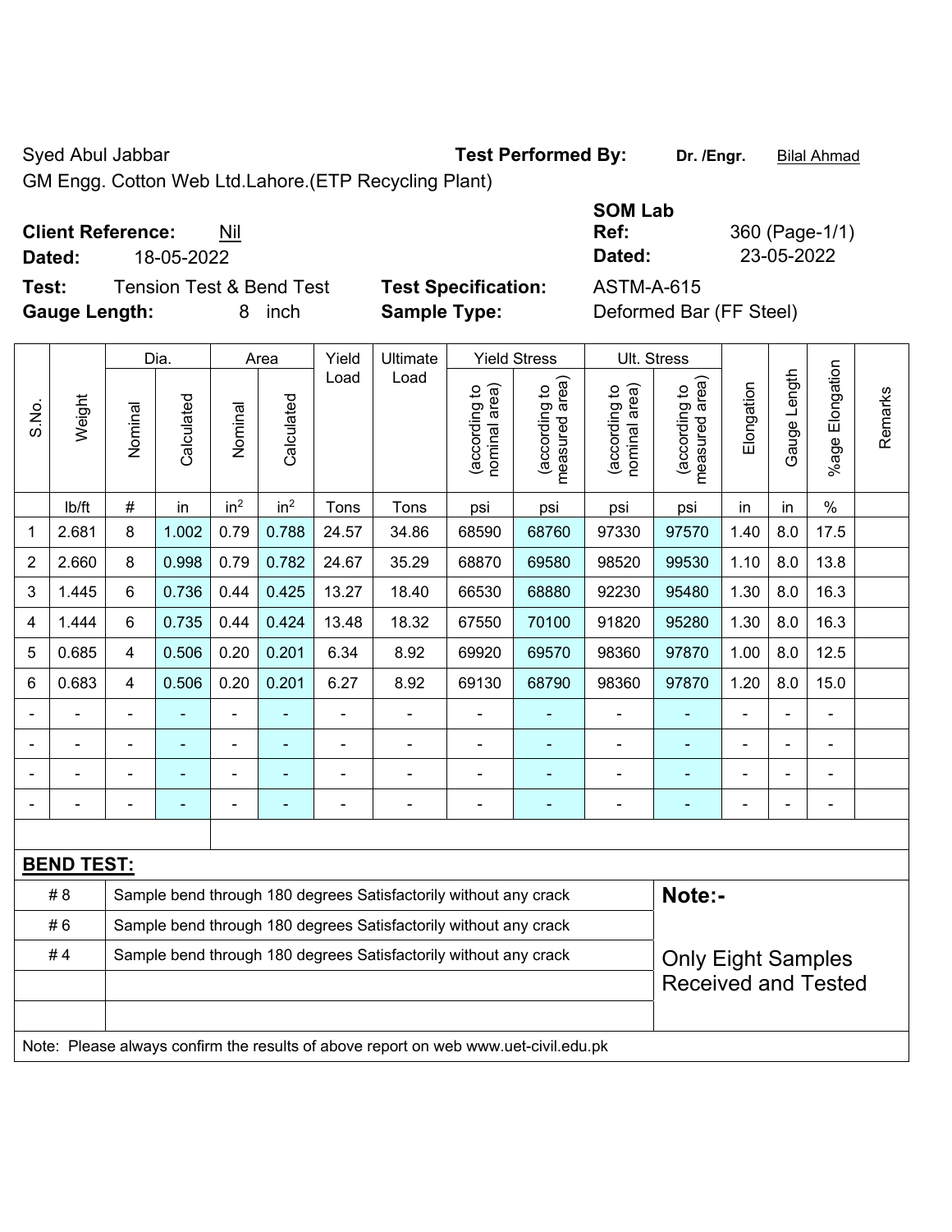Syed Abul Jabbar

GM Engg. Cotton Web Ltd.Lahore.(ETP Recycling Plant)

**Test Performed By:** **Dr. /Engr.** Bilal Ahmad

**Client Reference:** Nil

**Dated:** 18-05-2022

**SOM Lab Ref:** 360 (Page-1/1)

**Dated:** 23-05-2022

**Test:** Tension Test & Bend Test

**Gauge Length:** 8 inch

**Test Specification:** ASTM-A-615

**Sample Type:** Deformed Bar (FF Steel)

| S.No. | Weight | Dia. | | Area | | Yield Load | Ultimate Load | Yield Stress | | Ult. Stress | | Elongation | Gauge Length | %age Elongation | Remarks |
|---|---|---|---|---|---|---|---|---|---|---|---|---|---|---|---|
| | | Nominal | Calculated | Nominal | Calculated | | | (according to nominal area) | (according to measured area) | (according to nominal area) | (according to measured area) | | | | |
| | lb/ft | # | in | in² | in² | Tons | Tons | psi | psi | psi | psi | in | in | % | |
| 1 | 2.681 | 8 | 1.002 | 0.79 | 0.788 | 24.57 | 34.86 | 68590 | 68760 | 97330 | 97570 | 1.40 | 8.0 | 17.5 | |
| 2 | 2.660 | 8 | 0.998 | 0.79 | 0.782 | 24.67 | 35.29 | 68870 | 69580 | 98520 | 99530 | 1.10 | 8.0 | 13.8 | |
| 3 | 1.445 | 6 | 0.736 | 0.44 | 0.425 | 13.27 | 18.40 | 66530 | 68880 | 92230 | 95480 | 1.30 | 8.0 | 16.3 | |
| 4 | 1.444 | 6 | 0.735 | 0.44 | 0.424 | 13.48 | 18.32 | 67550 | 70100 | 91820 | 95280 | 1.30 | 8.0 | 16.3 | |
| 5 | 0.685 | 4 | 0.506 | 0.20 | 0.201 | 6.34 | 8.92 | 69920 | 69570 | 98360 | 97870 | 1.00 | 8.0 | 12.5 | |
| 6 | 0.683 | 4 | 0.506 | 0.20 | 0.201 | 6.27 | 8.92 | 69130 | 68790 | 98360 | 97870 | 1.20 | 8.0 | 15.0 | |
| - | - | - | - | - | - | - | - | - | - | - | - | - | - | - | |
| - | - | - | - | - | - | - | - | - | - | - | - | - | - | - | |
| - | - | - | - | - | - | - | - | - | - | - | - | - | - | - | |
| - | - | - | - | - | - | - | - | - | - | - | - | - | - | - | |

**BEND TEST:**

| | | |
|---|---|---|
| # 8 | Sample bend through 180 degrees Satisfactorily without any crack | **Note:-** |
| # 6 | Sample bend through 180 degrees Satisfactorily without any crack | |
| # 4 | Sample bend through 180 degrees Satisfactorily without any crack | Only Eight Samples Received and Tested |

Note: Please always confirm the results of above report on web www.uet-civil.edu.pk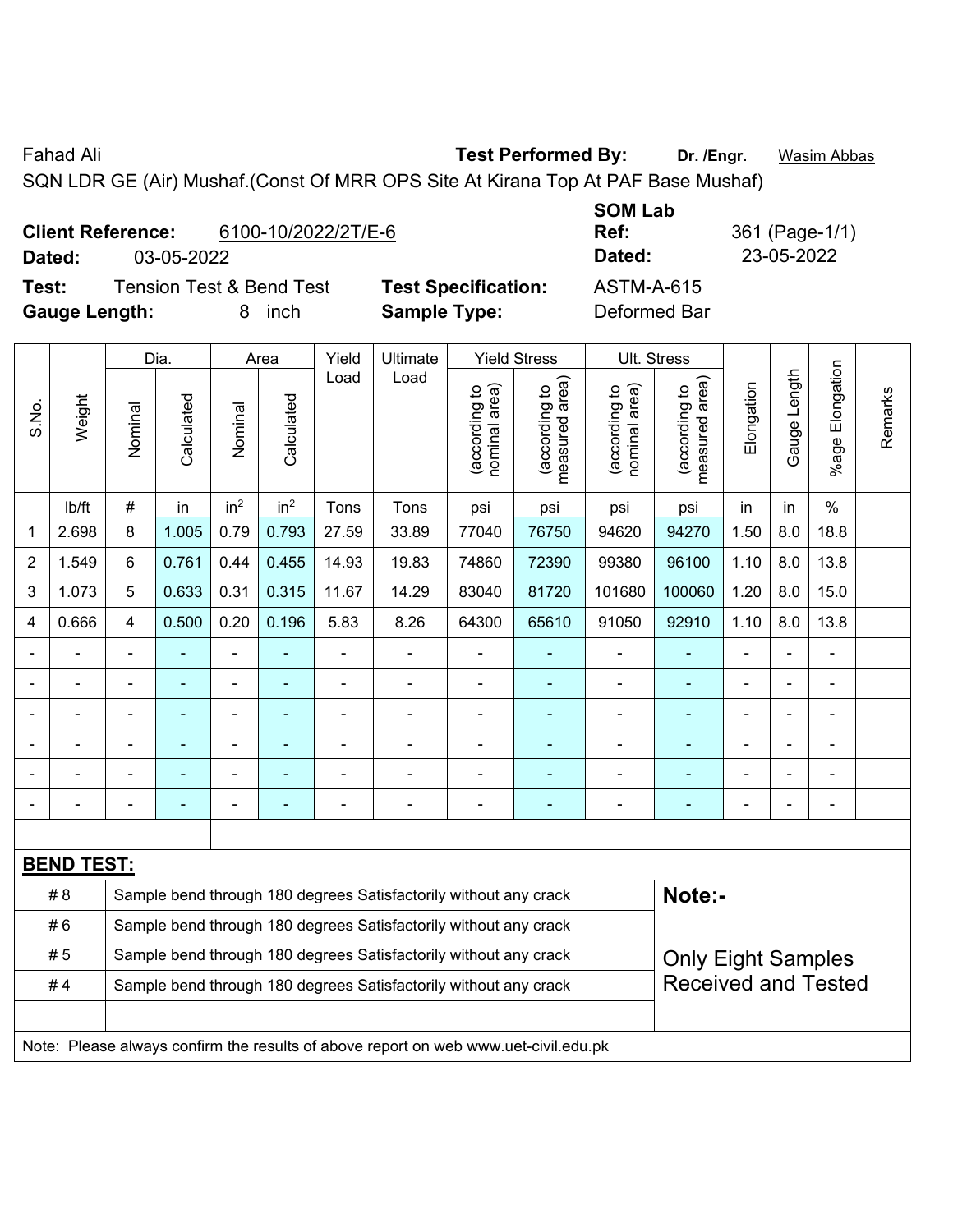Fahad Ali

**Test Performed By:** **Dr. /Engr.** Wasim Abbas

SQN LDR GE (Air) Mushaf.(Const Of MRR OPS Site At Kirana Top At PAF Base Mushaf)

**Client Reference:** 6100-10/2022/2T/E-6

**Dated:** 03-05-2022

**SOM Lab Ref:** 361 (Page-1/1)

**Dated:** 23-05-2022

**Test:** Tension Test & Bend Test

**Test Specification:** ASTM-A-615

**Gauge Length:** 8 inch

**Sample Type:** Deformed Bar

| S.No. | Weight | Dia. | | Area | | Yield Load | Ultimate Load | Yield Stress | | Ult. Stress | | Elongation | Gauge Length | %age Elongation | Remarks |
|---|---|---|---|---|---|---|---|---|---|---|---|---|---|---|---|
| | | Nominal | Calculated | Nominal | Calculated | | | (according to nominal area) | (according to measured area) | (according to nominal area) | (according to measured area) | | | | |
| | lb/ft | # | in | in$^2$ | in$^2$ | Tons | Tons | psi | psi | psi | psi | in | in | % | |
| 1 | 2.698 | 8 | 1.005 | 0.79 | 0.793 | 27.59 | 33.89 | 77040 | 76750 | 94620 | 94270 | 1.50 | 8.0 | 18.8 | |
| 2 | 1.549 | 6 | 0.761 | 0.44 | 0.455 | 14.93 | 19.83 | 74860 | 72390 | 99380 | 96100 | 1.10 | 8.0 | 13.8 | |
| 3 | 1.073 | 5 | 0.633 | 0.31 | 0.315 | 11.67 | 14.29 | 83040 | 81720 | 101680 | 100060 | 1.20 | 8.0 | 15.0 | |
| 4 | 0.666 | 4 | 0.500 | 0.20 | 0.196 | 5.83 | 8.26 | 64300 | 65610 | 91050 | 92910 | 1.10 | 8.0 | 13.8 | |
| - | - | - | - | - | - | - | - | - | - | - | - | - | - | - | |
| - | - | - | - | - | - | - | - | - | - | - | - | - | - | - | |
| - | - | - | - | - | - | - | - | - | - | - | - | - | - | - | |
| - | - | - | - | - | - | - | - | - | - | - | - | - | - | - | |
| - | - | - | - | - | - | - | - | - | - | - | - | - | - | - | |
| - | - | - | - | - | - | - | - | - | - | - | - | - | - | - | |

**BEND TEST:**

| | | |
|---|---|---|
| # 8 | Sample bend through 180 degrees Satisfactorily without any crack | **Note:-** |
| # 6 | Sample bend through 180 degrees Satisfactorily without any crack | |
| # 5 | Sample bend through 180 degrees Satisfactorily without any crack | Only Eight Samples Received and Tested |
| # 4 | Sample bend through 180 degrees Satisfactorily without any crack | |

Note: Please always confirm the results of above report on web www.uet-civil.edu.pk